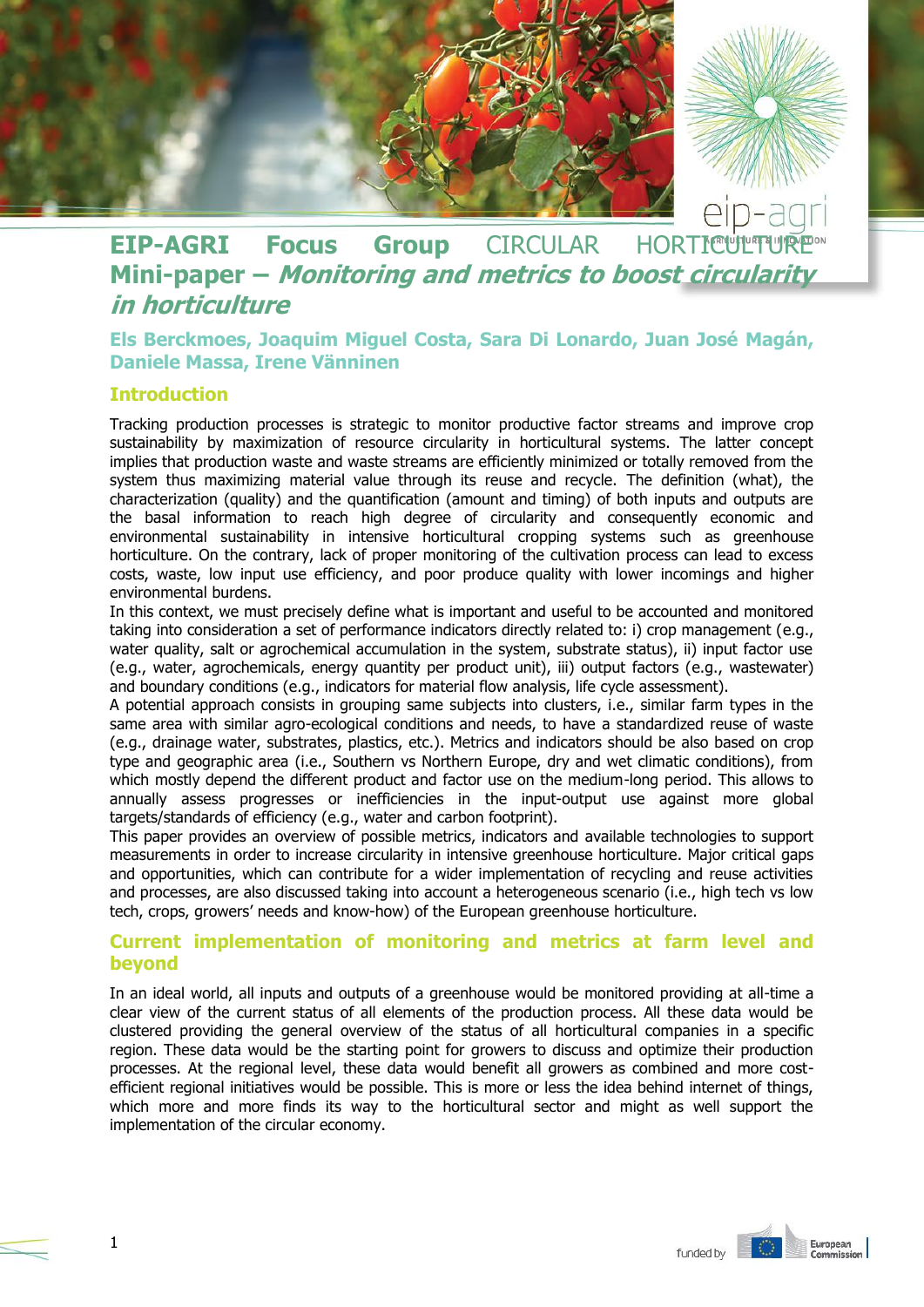# EIP-AGRI Focus Group CIRCULAR HORTICULTURE Mini-paper – *Monitoring and metrics to boost circularity in horticulture*

**Els Berckmoes, Joaquim Miguel Costa, Sara Di Lonardo, Juan José Magán, Daniele Massa, Irene Vänninen**

## Introduction

Tracking production processes is strategic to monitor productive factor streams and improve crop sustainability by maximization of resource circularity in horticultural systems. The latter concept implies that production waste and waste streams are efficiently minimized or totally removed from the system thus maximizing material value through its reuse and recycle. The definition (what), the characterization (quality) and the quantification (amount and timing) of both inputs and outputs are the basal information to reach high degree of circularity and consequently economic and environmental sustainability in intensive horticultural cropping systems such as greenhouse horticulture. On the contrary, lack of proper monitoring of the cultivation process can lead to excess costs, waste, low input use efficiency, and poor produce quality with lower incomings and higher environmental burdens.

In this context, we must precisely define what is important and useful to be accounted and monitored taking into consideration a set of performance indicators directly related to: i) crop management (e.g., water quality, salt or agrochemical accumulation in the system, substrate status), ii) input factor use (e.g., water, agrochemicals, energy quantity per product unit), iii) output factors (e.g., wastewater) and boundary conditions (e.g., indicators for material flow analysis, life cycle assessment).

A potential approach consists in grouping same subjects into clusters, i.e., similar farm types in the same area with similar agro-ecological conditions and needs, to have a standardized reuse of waste (e.g., drainage water, substrates, plastics, etc.). Metrics and indicators should be also based on crop type and geographic area (i.e., Southern vs Northern Europe, dry and wet climatic conditions), from which mostly depend the different product and factor use on the medium-long period. This allows to annually assess progresses or inefficiencies in the input-output use against more global targets/standards of efficiency (e.g., water and carbon footprint).

This paper provides an overview of possible metrics, indicators and available technologies to support measurements in order to increase circularity in intensive greenhouse horticulture. Major critical gaps and opportunities, which can contribute for a wider implementation of recycling and reuse activities and processes, are also discussed taking into account a heterogeneous scenario (i.e., high tech vs low tech, crops, growers' needs and know-how) of the European greenhouse horticulture.

## Current implementation of monitoring and metrics at farm level and beyond

In an ideal world, all inputs and outputs of a greenhouse would be monitored providing at all-time a clear view of the current status of all elements of the production process. All these data would be clustered providing the general overview of the status of all horticultural companies in a specific region. These data would be the starting point for growers to discuss and optimize their production processes. At the regional level, these data would benefit all growers as combined and more cost-efficient regional initiatives would be possible. This is more or less the idea behind internet of things, which more and more finds its way to the horticultural sector and might as well support the implementation of the circular economy.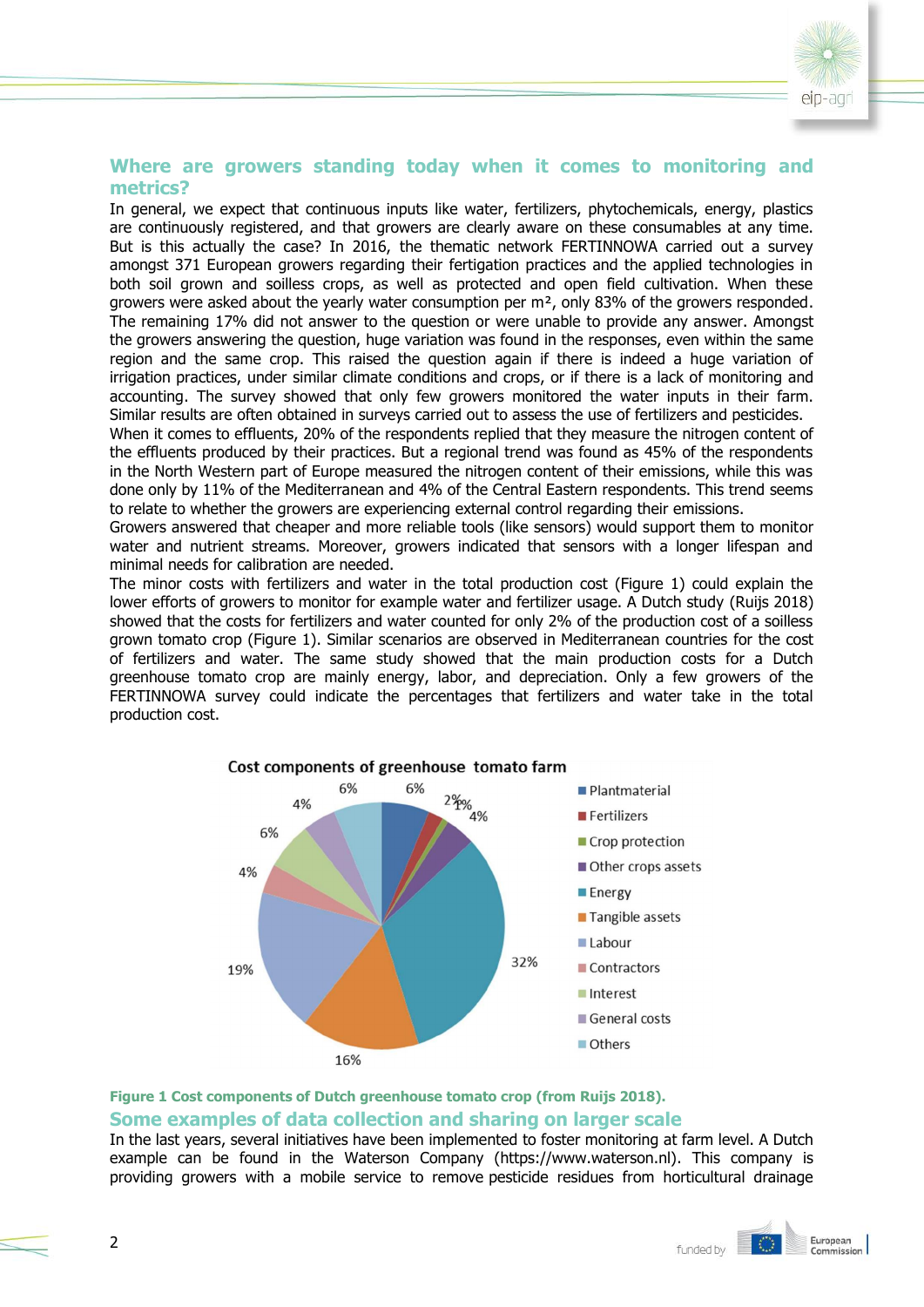## Where are growers standing today when it comes to monitoring and metrics?

In general, we expect that continuous inputs like water, fertilizers, phytochemicals, energy, plastics are continuously registered, and that growers are clearly aware on these consumables at any time. But is this actually the case? In 2016, the thematic network FERTINNOWA carried out a survey amongst 371 European growers regarding their fertigation practices and the applied technologies in both soil grown and soilless crops, as well as protected and open field cultivation. When these growers were asked about the yearly water consumption per m², only 83% of the growers responded. The remaining 17% did not answer to the question or were unable to provide any answer. Amongst the growers answering the question, huge variation was found in the responses, even within the same region and the same crop. This raised the question again if there is indeed a huge variation of irrigation practices, under similar climate conditions and crops, or if there is a lack of monitoring and accounting. The survey showed that only few growers monitored the water inputs in their farm. Similar results are often obtained in surveys carried out to assess the use of fertilizers and pesticides.

When it comes to effluents, 20% of the respondents replied that they measure the nitrogen content of the effluents produced by their practices. But a regional trend was found as 45% of the respondents in the North Western part of Europe measured the nitrogen content of their emissions, while this was done only by 11% of the Mediterranean and 4% of the Central Eastern respondents. This trend seems to relate to whether the growers are experiencing external control regarding their emissions.

Growers answered that cheaper and more reliable tools (like sensors) would support them to monitor water and nutrient streams. Moreover, growers indicated that sensors with a longer lifespan and minimal needs for calibration are needed.

The minor costs with fertilizers and water in the total production cost (Figure 1) could explain the lower efforts of growers to monitor for example water and fertilizer usage. A Dutch study (Ruijs 2018) showed that the costs for fertilizers and water counted for only 2% of the production cost of a soilless grown tomato crop (Figure 1). Similar scenarios are observed in Mediterranean countries for the cost of fertilizers and water. The same study showed that the main production costs for a Dutch greenhouse tomato crop are mainly energy, labor, and depreciation. Only a few growers of the FERTINNOWA survey could indicate the percentages that fertilizers and water take in the total production cost.

Cost components of greenhouse tomato farm

| Component | Share |
|---|---|
| Plantmaterial | 6% |
| Fertilizers | 2% |
| Crop protection | 1% |
| Other crops assets | 4% |
| Energy | 32% |
| Tangible assets | 16% |
| Labour | 19% |
| Contractors | 4% |
| Interest | 6% |
| General costs | 4% |
| Others | 6% |

**Figure 1 Cost components of Dutch greenhouse tomato crop (from Ruijs 2018).**

## Some examples of data collection and sharing on larger scale

In the last years, several initiatives have been implemented to foster monitoring at farm level. A Dutch example can be found in the Waterson Company (https://www.waterson.nl). This company is providing growers with a mobile service to remove pesticide residues from horticultural drainage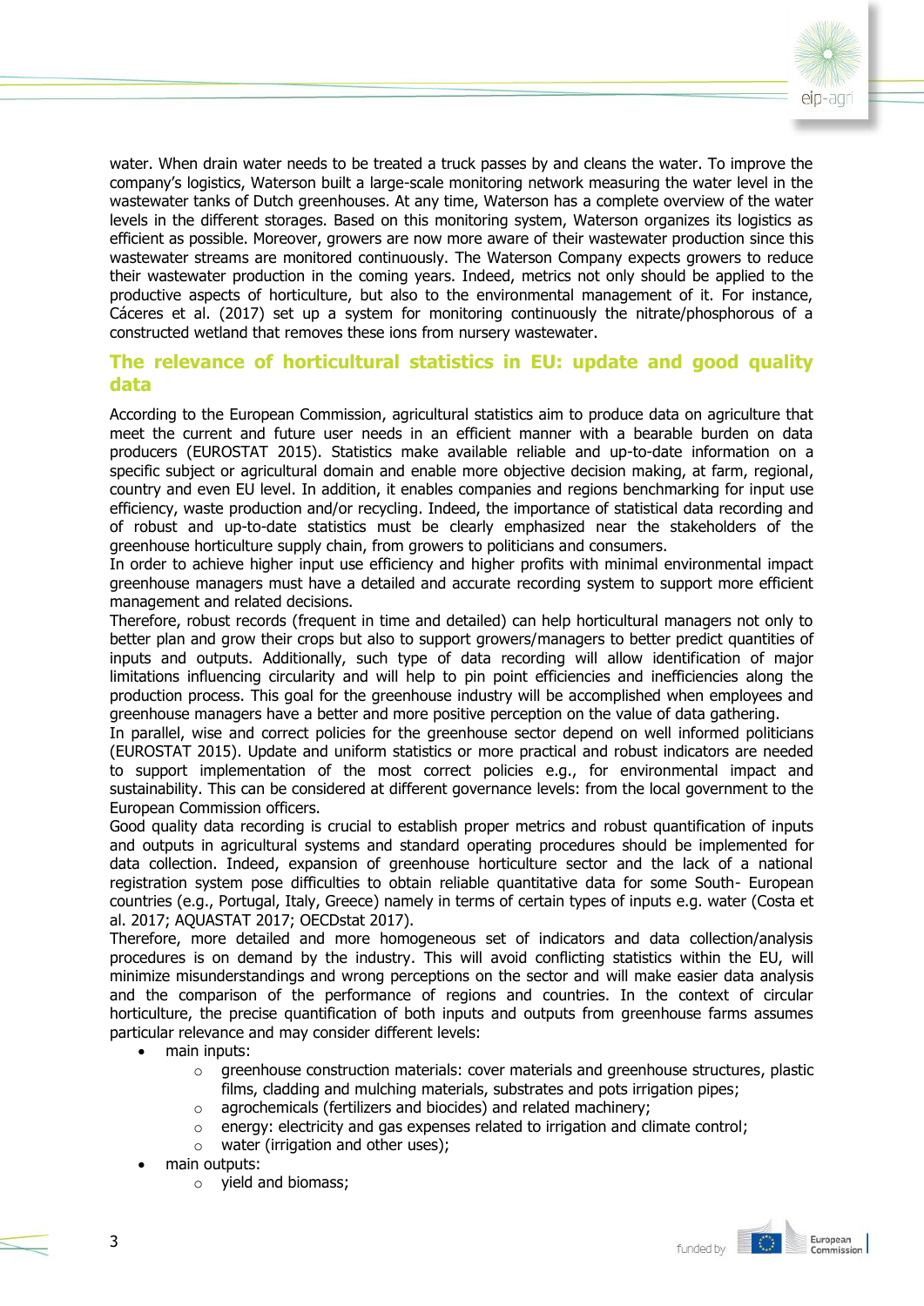water. When drain water needs to be treated a truck passes by and cleans the water. To improve the company's logistics, Waterson built a large-scale monitoring network measuring the water level in the wastewater tanks of Dutch greenhouses. At any time, Waterson has a complete overview of the water levels in the different storages. Based on this monitoring system, Waterson organizes its logistics as efficient as possible. Moreover, growers are now more aware of their wastewater production since this wastewater streams are monitored continuously. The Waterson Company expects growers to reduce their wastewater production in the coming years. Indeed, metrics not only should be applied to the productive aspects of horticulture, but also to the environmental management of it. For instance, Cáceres et al. (2017) set up a system for monitoring continuously the nitrate/phosphorous of a constructed wetland that removes these ions from nursery wastewater.

## The relevance of horticultural statistics in EU: update and good quality data

According to the European Commission, agricultural statistics aim to produce data on agriculture that meet the current and future user needs in an efficient manner with a bearable burden on data producers (EUROSTAT 2015). Statistics make available reliable and up-to-date information on a specific subject or agricultural domain and enable more objective decision making, at farm, regional, country and even EU level. In addition, it enables companies and regions benchmarking for input use efficiency, waste production and/or recycling. Indeed, the importance of statistical data recording and of robust and up-to-date statistics must be clearly emphasized near the stakeholders of the greenhouse horticulture supply chain, from growers to politicians and consumers.

In order to achieve higher input use efficiency and higher profits with minimal environmental impact greenhouse managers must have a detailed and accurate recording system to support more efficient management and related decisions.

Therefore, robust records (frequent in time and detailed) can help horticultural managers not only to better plan and grow their crops but also to support growers/managers to better predict quantities of inputs and outputs. Additionally, such type of data recording will allow identification of major limitations influencing circularity and will help to pin point efficiencies and inefficiencies along the production process. This goal for the greenhouse industry will be accomplished when employees and greenhouse managers have a better and more positive perception on the value of data gathering.

In parallel, wise and correct policies for the greenhouse sector depend on well informed politicians (EUROSTAT 2015). Update and uniform statistics or more practical and robust indicators are needed to support implementation of the most correct policies e.g., for environmental impact and sustainability. This can be considered at different governance levels: from the local government to the European Commission officers.

Good quality data recording is crucial to establish proper metrics and robust quantification of inputs and outputs in agricultural systems and standard operating procedures should be implemented for data collection. Indeed, expansion of greenhouse horticulture sector and the lack of a national registration system pose difficulties to obtain reliable quantitative data for some South- European countries (e.g., Portugal, Italy, Greece) namely in terms of certain types of inputs e.g. water (Costa et al. 2017; AQUASTAT 2017; OECDstat 2017).

Therefore, more detailed and more homogeneous set of indicators and data collection/analysis procedures is on demand by the industry. This will avoid conflicting statistics within the EU, will minimize misunderstandings and wrong perceptions on the sector and will make easier data analysis and the comparison of the performance of regions and countries. In the context of circular horticulture, the precise quantification of both inputs and outputs from greenhouse farms assumes particular relevance and may consider different levels:

- main inputs:
  - greenhouse construction materials: cover materials and greenhouse structures, plastic films, cladding and mulching materials, substrates and pots irrigation pipes;
  - agrochemicals (fertilizers and biocides) and related machinery;
  - energy: electricity and gas expenses related to irrigation and climate control;
  - water (irrigation and other uses);
- main outputs:
  - yield and biomass;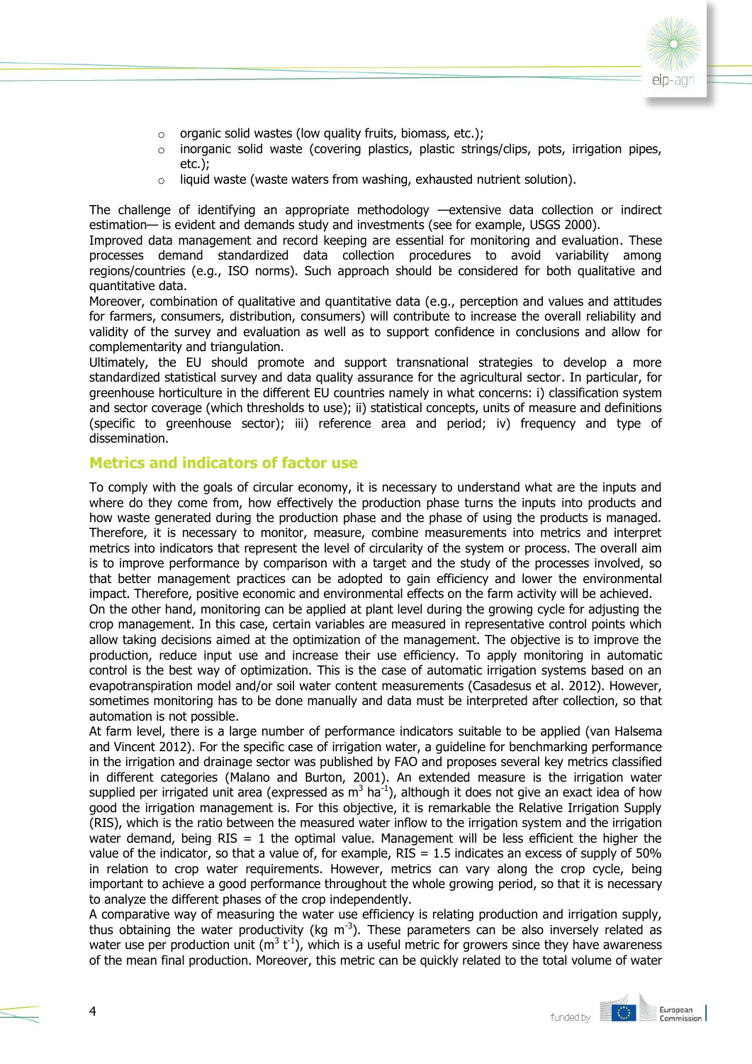- organic solid wastes (low quality fruits, biomass, etc.);
- inorganic solid waste (covering plastics, plastic strings/clips, pots, irrigation pipes, etc.);
- liquid waste (waste waters from washing, exhausted nutrient solution).

The challenge of identifying an appropriate methodology —extensive data collection or indirect estimation— is evident and demands study and investments (see for example, USGS 2000).

Improved data management and record keeping are essential for monitoring and evaluation. These processes demand standardized data collection procedures to avoid variability among regions/countries (e.g., ISO norms). Such approach should be considered for both qualitative and quantitative data.

Moreover, combination of qualitative and quantitative data (e.g., perception and values and attitudes for farmers, consumers, distribution, consumers) will contribute to increase the overall reliability and validity of the survey and evaluation as well as to support confidence in conclusions and allow for complementarity and triangulation.

Ultimately, the EU should promote and support transnational strategies to develop a more standardized statistical survey and data quality assurance for the agricultural sector. In particular, for greenhouse horticulture in the different EU countries namely in what concerns: i) classification system and sector coverage (which thresholds to use); ii) statistical concepts, units of measure and definitions (specific to greenhouse sector); iii) reference area and period; iv) frequency and type of dissemination.

## Metrics and indicators of factor use

To comply with the goals of circular economy, it is necessary to understand what are the inputs and where do they come from, how effectively the production phase turns the inputs into products and how waste generated during the production phase and the phase of using the products is managed. Therefore, it is necessary to monitor, measure, combine measurements into metrics and interpret metrics into indicators that represent the level of circularity of the system or process. The overall aim is to improve performance by comparison with a target and the study of the processes involved, so that better management practices can be adopted to gain efficiency and lower the environmental impact. Therefore, positive economic and environmental effects on the farm activity will be achieved.

On the other hand, monitoring can be applied at plant level during the growing cycle for adjusting the crop management. In this case, certain variables are measured in representative control points which allow taking decisions aimed at the optimization of the management. The objective is to improve the production, reduce input use and increase their use efficiency. To apply monitoring in automatic control is the best way of optimization. This is the case of automatic irrigation systems based on an evapotranspiration model and/or soil water content measurements (Casadesus et al. 2012). However, sometimes monitoring has to be done manually and data must be interpreted after collection, so that automation is not possible.

At farm level, there is a large number of performance indicators suitable to be applied (van Halsema and Vincent 2012). For the specific case of irrigation water, a guideline for benchmarking performance in the irrigation and drainage sector was published by FAO and proposes several key metrics classified in different categories (Malano and Burton, 2001). An extended measure is the irrigation water supplied per irrigated unit area (expressed as $m^3\ ha^{-1}$), although it does not give an exact idea of how good the irrigation management is. For this objective, it is remarkable the Relative Irrigation Supply (RIS), which is the ratio between the measured water inflow to the irrigation system and the irrigation water demand, being RIS = 1 the optimal value. Management will be less efficient the higher the value of the indicator, so that a value of, for example, RIS = 1.5 indicates an excess of supply of 50% in relation to crop water requirements. However, metrics can vary along the crop cycle, being important to achieve a good performance throughout the whole growing period, so that it is necessary to analyze the different phases of the crop independently.

A comparative way of measuring the water use efficiency is relating production and irrigation supply, thus obtaining the water productivity ($kg\ m^{-3}$). These parameters can be also inversely related as water use per production unit ($m^3\ t^{-1}$), which is a useful metric for growers since they have awareness of the mean final production. Moreover, this metric can be quickly related to the total volume of water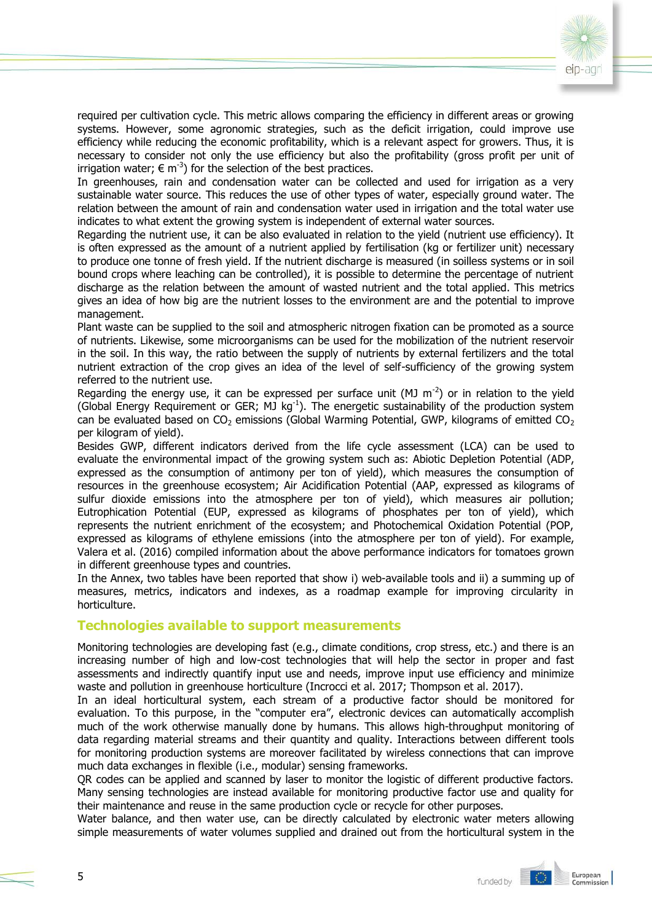required per cultivation cycle. This metric allows comparing the efficiency in different areas or growing systems. However, some agronomic strategies, such as the deficit irrigation, could improve use efficiency while reducing the economic profitability, which is a relevant aspect for growers. Thus, it is necessary to consider not only the use efficiency but also the profitability (gross profit per unit of irrigation water; € $m^{-3}$) for the selection of the best practices.

In greenhouses, rain and condensation water can be collected and used for irrigation as a very sustainable water source. This reduces the use of other types of water, especially ground water. The relation between the amount of rain and condensation water used in irrigation and the total water use indicates to what extent the growing system is independent of external water sources.

Regarding the nutrient use, it can be also evaluated in relation to the yield (nutrient use efficiency). It is often expressed as the amount of a nutrient applied by fertilisation (kg or fertilizer unit) necessary to produce one tonne of fresh yield. If the nutrient discharge is measured (in soilless systems or in soil bound crops where leaching can be controlled), it is possible to determine the percentage of nutrient discharge as the relation between the amount of wasted nutrient and the total applied. This metrics gives an idea of how big are the nutrient losses to the environment are and the potential to improve management.

Plant waste can be supplied to the soil and atmospheric nitrogen fixation can be promoted as a source of nutrients. Likewise, some microorganisms can be used for the mobilization of the nutrient reservoir in the soil. In this way, the ratio between the supply of nutrients by external fertilizers and the total nutrient extraction of the crop gives an idea of the level of self-sufficiency of the growing system referred to the nutrient use.

Regarding the energy use, it can be expressed per surface unit (MJ $m^{-2}$) or in relation to the yield (Global Energy Requirement or GER; MJ $kg^{-1}$). The energetic sustainability of the production system can be evaluated based on $CO_2$ emissions (Global Warming Potential, GWP, kilograms of emitted $CO_2$ per kilogram of yield).

Besides GWP, different indicators derived from the life cycle assessment (LCA) can be used to evaluate the environmental impact of the growing system such as: Abiotic Depletion Potential (ADP, expressed as the consumption of antimony per ton of yield), which measures the consumption of resources in the greenhouse ecosystem; Air Acidification Potential (AAP, expressed as kilograms of sulfur dioxide emissions into the atmosphere per ton of yield), which measures air pollution; Eutrophication Potential (EUP, expressed as kilograms of phosphates per ton of yield), which represents the nutrient enrichment of the ecosystem; and Photochemical Oxidation Potential (POP, expressed as kilograms of ethylene emissions (into the atmosphere per ton of yield). For example, Valera et al. (2016) compiled information about the above performance indicators for tomatoes grown in different greenhouse types and countries.

In the Annex, two tables have been reported that show i) web-available tools and ii) a summing up of measures, metrics, indicators and indexes, as a roadmap example for improving circularity in horticulture.

## Technologies available to support measurements

Monitoring technologies are developing fast (e.g., climate conditions, crop stress, etc.) and there is an increasing number of high and low-cost technologies that will help the sector in proper and fast assessments and indirectly quantify input use and needs, improve input use efficiency and minimize waste and pollution in greenhouse horticulture (Incrocci et al. 2017; Thompson et al. 2017).

In an ideal horticultural system, each stream of a productive factor should be monitored for evaluation. To this purpose, in the "computer era", electronic devices can automatically accomplish much of the work otherwise manually done by humans. This allows high-throughput monitoring of data regarding material streams and their quantity and quality. Interactions between different tools for monitoring production systems are moreover facilitated by wireless connections that can improve much data exchanges in flexible (i.e., modular) sensing frameworks.

QR codes can be applied and scanned by laser to monitor the logistic of different productive factors. Many sensing technologies are instead available for monitoring productive factor use and quality for their maintenance and reuse in the same production cycle or recycle for other purposes.

Water balance, and then water use, can be directly calculated by electronic water meters allowing simple measurements of water volumes supplied and drained out from the horticultural system in the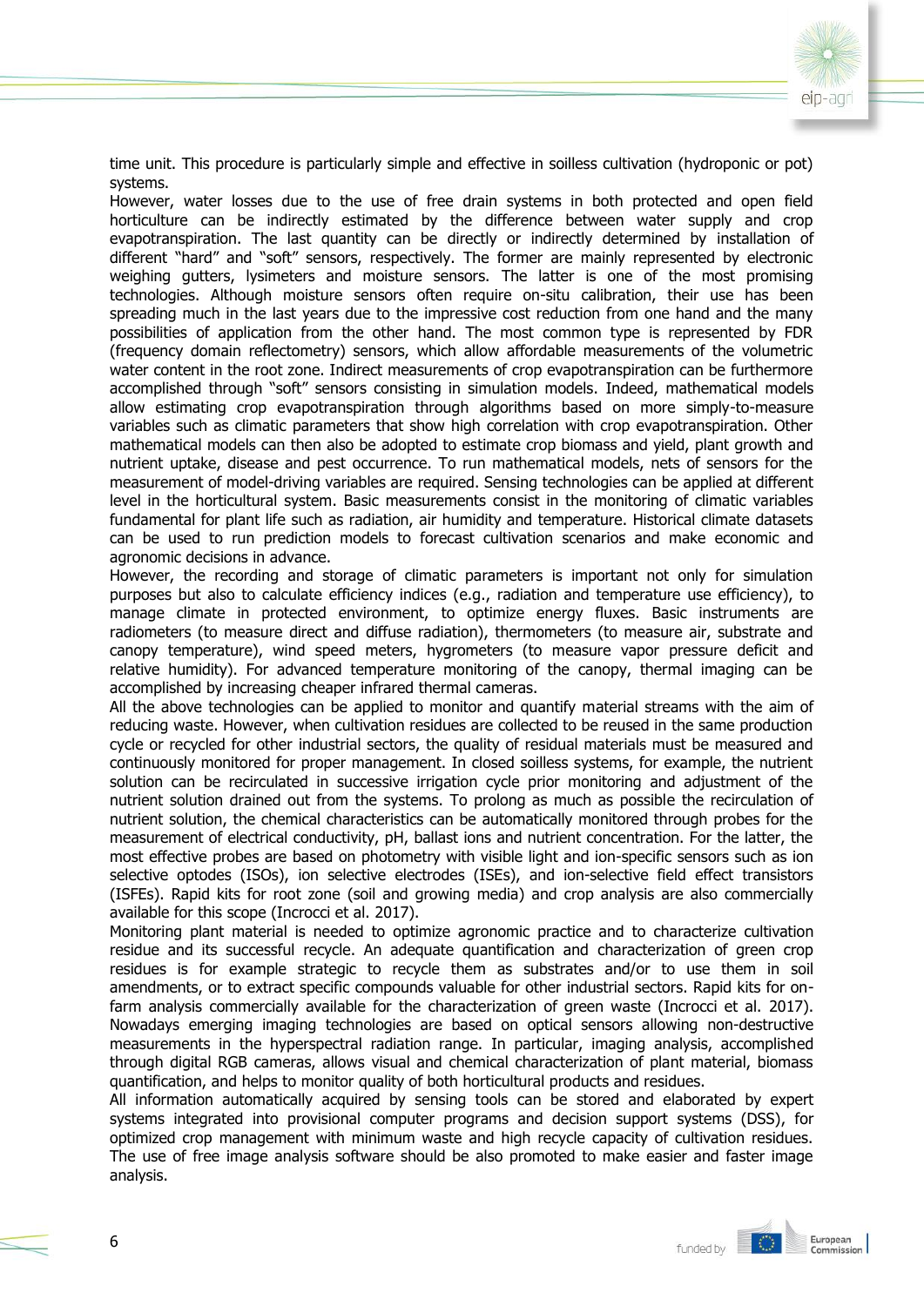time unit. This procedure is particularly simple and effective in soilless cultivation (hydroponic or pot) systems.

However, water losses due to the use of free drain systems in both protected and open field horticulture can be indirectly estimated by the difference between water supply and crop evapotranspiration. The last quantity can be directly or indirectly determined by installation of different "hard" and "soft" sensors, respectively. The former are mainly represented by electronic weighing gutters, lysimeters and moisture sensors. The latter is one of the most promising technologies. Although moisture sensors often require on-situ calibration, their use has been spreading much in the last years due to the impressive cost reduction from one hand and the many possibilities of application from the other hand. The most common type is represented by FDR (frequency domain reflectometry) sensors, which allow affordable measurements of the volumetric water content in the root zone. Indirect measurements of crop evapotranspiration can be furthermore accomplished through "soft" sensors consisting in simulation models. Indeed, mathematical models allow estimating crop evapotranspiration through algorithms based on more simply-to-measure variables such as climatic parameters that show high correlation with crop evapotranspiration. Other mathematical models can then also be adopted to estimate crop biomass and yield, plant growth and nutrient uptake, disease and pest occurrence. To run mathematical models, nets of sensors for the measurement of model-driving variables are required. Sensing technologies can be applied at different level in the horticultural system. Basic measurements consist in the monitoring of climatic variables fundamental for plant life such as radiation, air humidity and temperature. Historical climate datasets can be used to run prediction models to forecast cultivation scenarios and make economic and agronomic decisions in advance.

However, the recording and storage of climatic parameters is important not only for simulation purposes but also to calculate efficiency indices (e.g., radiation and temperature use efficiency), to manage climate in protected environment, to optimize energy fluxes. Basic instruments are radiometers (to measure direct and diffuse radiation), thermometers (to measure air, substrate and canopy temperature), wind speed meters, hygrometers (to measure vapor pressure deficit and relative humidity). For advanced temperature monitoring of the canopy, thermal imaging can be accomplished by increasing cheaper infrared thermal cameras.

All the above technologies can be applied to monitor and quantify material streams with the aim of reducing waste. However, when cultivation residues are collected to be reused in the same production cycle or recycled for other industrial sectors, the quality of residual materials must be measured and continuously monitored for proper management. In closed soilless systems, for example, the nutrient solution can be recirculated in successive irrigation cycle prior monitoring and adjustment of the nutrient solution drained out from the systems. To prolong as much as possible the recirculation of nutrient solution, the chemical characteristics can be automatically monitored through probes for the measurement of electrical conductivity, pH, ballast ions and nutrient concentration. For the latter, the most effective probes are based on photometry with visible light and ion-specific sensors such as ion selective optodes (ISOs), ion selective electrodes (ISEs), and ion-selective field effect transistors (ISFEs). Rapid kits for root zone (soil and growing media) and crop analysis are also commercially available for this scope (Incrocci et al. 2017).

Monitoring plant material is needed to optimize agronomic practice and to characterize cultivation residue and its successful recycle. An adequate quantification and characterization of green crop residues is for example strategic to recycle them as substrates and/or to use them in soil amendments, or to extract specific compounds valuable for other industrial sectors. Rapid kits for on-farm analysis commercially available for the characterization of green waste (Incrocci et al. 2017). Nowadays emerging imaging technologies are based on optical sensors allowing non-destructive measurements in the hyperspectral radiation range. In particular, imaging analysis, accomplished through digital RGB cameras, allows visual and chemical characterization of plant material, biomass quantification, and helps to monitor quality of both horticultural products and residues.

All information automatically acquired by sensing tools can be stored and elaborated by expert systems integrated into provisional computer programs and decision support systems (DSS), for optimized crop management with minimum waste and high recycle capacity of cultivation residues. The use of free image analysis software should be also promoted to make easier and faster image analysis.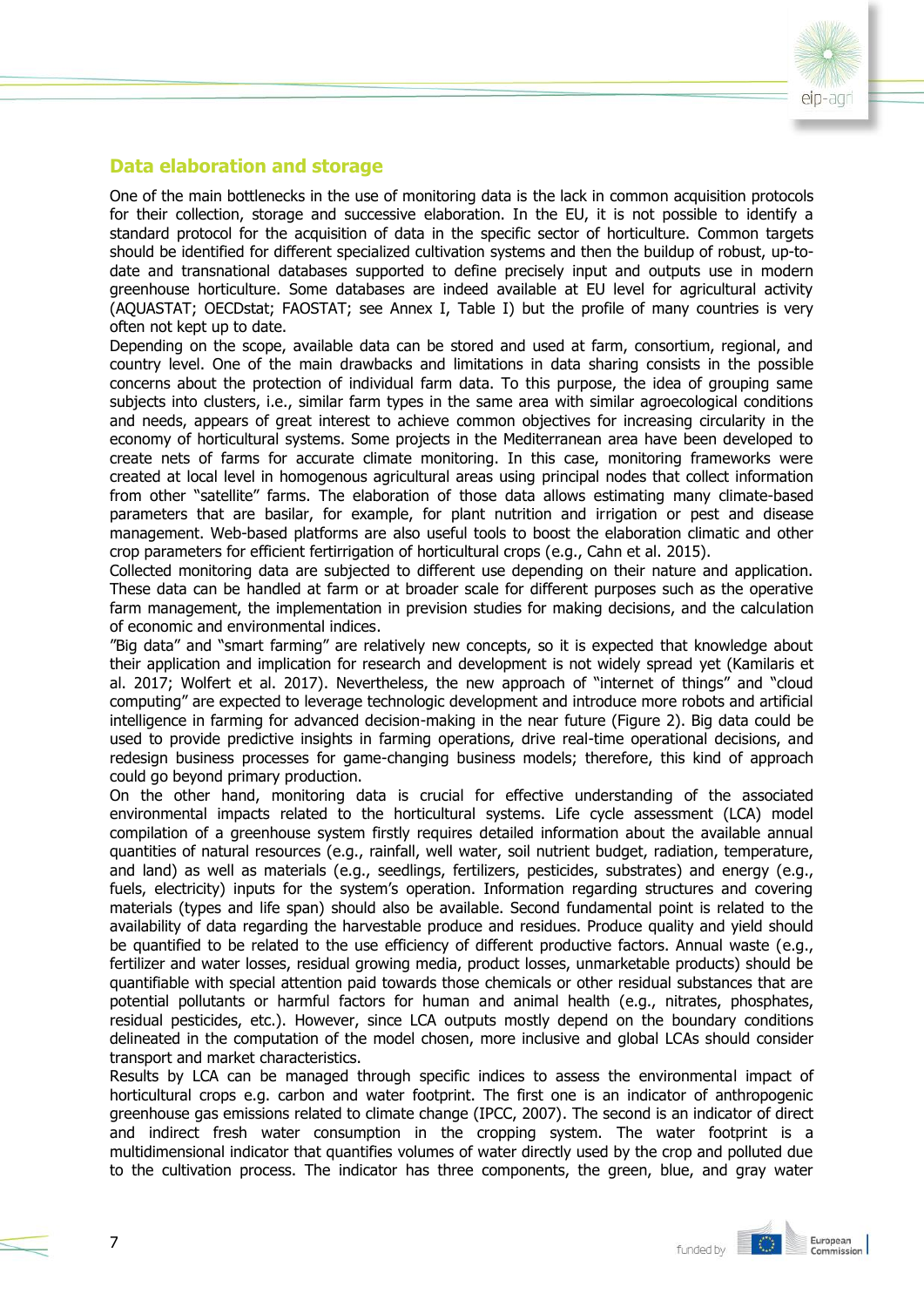## Data elaboration and storage

One of the main bottlenecks in the use of monitoring data is the lack in common acquisition protocols for their collection, storage and successive elaboration. In the EU, it is not possible to identify a standard protocol for the acquisition of data in the specific sector of horticulture. Common targets should be identified for different specialized cultivation systems and then the buildup of robust, up-to-date and transnational databases supported to define precisely input and outputs use in modern greenhouse horticulture. Some databases are indeed available at EU level for agricultural activity (AQUASTAT; OECDstat; FAOSTAT; see Annex I, Table I) but the profile of many countries is very often not kept up to date.

Depending on the scope, available data can be stored and used at farm, consortium, regional, and country level. One of the main drawbacks and limitations in data sharing consists in the possible concerns about the protection of individual farm data. To this purpose, the idea of grouping same subjects into clusters, i.e., similar farm types in the same area with similar agroecological conditions and needs, appears of great interest to achieve common objectives for increasing circularity in the economy of horticultural systems. Some projects in the Mediterranean area have been developed to create nets of farms for accurate climate monitoring. In this case, monitoring frameworks were created at local level in homogenous agricultural areas using principal nodes that collect information from other "satellite" farms. The elaboration of those data allows estimating many climate-based parameters that are basilar, for example, for plant nutrition and irrigation or pest and disease management. Web-based platforms are also useful tools to boost the elaboration climatic and other crop parameters for efficient fertirrigation of horticultural crops (e.g., Cahn et al. 2015).

Collected monitoring data are subjected to different use depending on their nature and application. These data can be handled at farm or at broader scale for different purposes such as the operative farm management, the implementation in prevision studies for making decisions, and the calculation of economic and environmental indices.

"Big data" and "smart farming" are relatively new concepts, so it is expected that knowledge about their application and implication for research and development is not widely spread yet (Kamilaris et al. 2017; Wolfert et al. 2017). Nevertheless, the new approach of "internet of things" and "cloud computing" are expected to leverage technologic development and introduce more robots and artificial intelligence in farming for advanced decision-making in the near future (Figure 2). Big data could be used to provide predictive insights in farming operations, drive real-time operational decisions, and redesign business processes for game-changing business models; therefore, this kind of approach could go beyond primary production.

On the other hand, monitoring data is crucial for effective understanding of the associated environmental impacts related to the horticultural systems. Life cycle assessment (LCA) model compilation of a greenhouse system firstly requires detailed information about the available annual quantities of natural resources (e.g., rainfall, well water, soil nutrient budget, radiation, temperature, and land) as well as materials (e.g., seedlings, fertilizers, pesticides, substrates) and energy (e.g., fuels, electricity) inputs for the system's operation. Information regarding structures and covering materials (types and life span) should also be available. Second fundamental point is related to the availability of data regarding the harvestable produce and residues. Produce quality and yield should be quantified to be related to the use efficiency of different productive factors. Annual waste (e.g., fertilizer and water losses, residual growing media, product losses, unmarketable products) should be quantifiable with special attention paid towards those chemicals or other residual substances that are potential pollutants or harmful factors for human and animal health (e.g., nitrates, phosphates, residual pesticides, etc.). However, since LCA outputs mostly depend on the boundary conditions delineated in the computation of the model chosen, more inclusive and global LCAs should consider transport and market characteristics.

Results by LCA can be managed through specific indices to assess the environmental impact of horticultural crops e.g. carbon and water footprint. The first one is an indicator of anthropogenic greenhouse gas emissions related to climate change (IPCC, 2007). The second is an indicator of direct and indirect fresh water consumption in the cropping system. The water footprint is a multidimensional indicator that quantifies volumes of water directly used by the crop and polluted due to the cultivation process. The indicator has three components, the green, blue, and gray water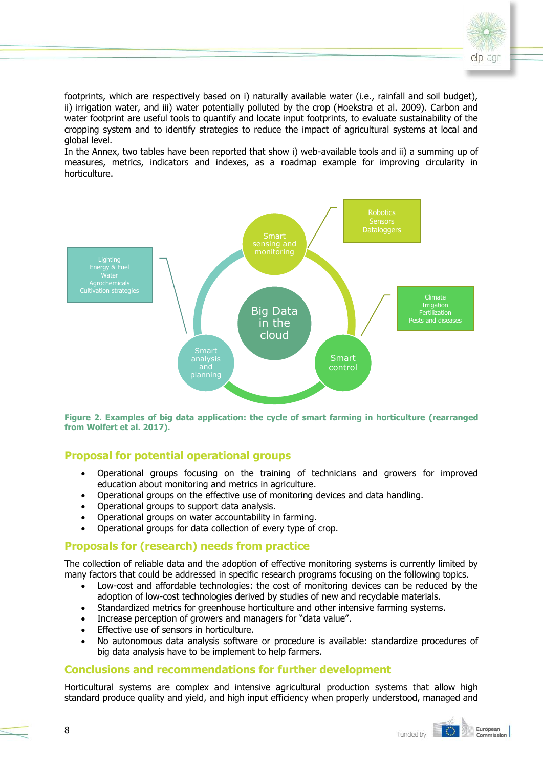footprints, which are respectively based on i) naturally available water (i.e., rainfall and soil budget), ii) irrigation water, and iii) water potentially polluted by the crop (Hoekstra et al. 2009). Carbon and water footprint are useful tools to quantify and locate input footprints, to evaluate sustainability of the cropping system and to identify strategies to reduce the impact of agricultural systems at local and global level.
In the Annex, two tables have been reported that show i) web-available tools and ii) a summing up of measures, metrics, indicators and indexes, as a roadmap example for improving circularity in horticulture.

Robotics
Sensors
Dataloggers

Smart sensing and monitoring

Lighting
Energy & Fuel
Water
Agrochemicals
Cultivation strategies

Big Data in the cloud

Climate
Irrigation
Fertilization
Pests and diseases

Smart analysis and planning

Smart control

**Figure 2. Examples of big data application: the cycle of smart farming in horticulture (rearranged from Wolfert et al. 2017).**

## Proposal for potential operational groups

- Operational groups focusing on the training of technicians and growers for improved education about monitoring and metrics in agriculture.
- Operational groups on the effective use of monitoring devices and data handling.
- Operational groups to support data analysis.
- Operational groups on water accountability in farming.
- Operational groups for data collection of every type of crop.

## Proposals for (research) needs from practice

The collection of reliable data and the adoption of effective monitoring systems is currently limited by many factors that could be addressed in specific research programs focusing on the following topics.

- Low-cost and affordable technologies: the cost of monitoring devices can be reduced by the adoption of low-cost technologies derived by studies of new and recyclable materials.
- Standardized metrics for greenhouse horticulture and other intensive farming systems.
- Increase perception of growers and managers for "data value".
- Effective use of sensors in horticulture.
- No autonomous data analysis software or procedure is available: standardize procedures of big data analysis have to be implement to help farmers.

## Conclusions and recommendations for further development

Horticultural systems are complex and intensive agricultural production systems that allow high standard produce quality and yield, and high input efficiency when properly understood, managed and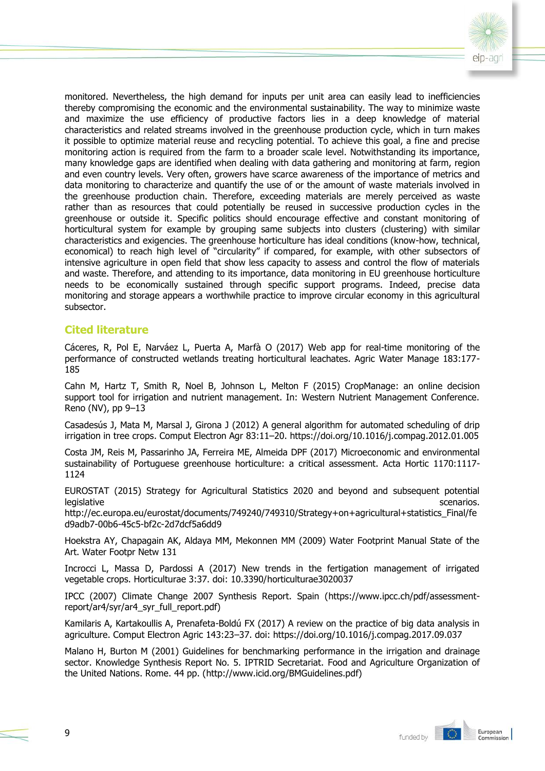monitored. Nevertheless, the high demand for inputs per unit area can easily lead to inefficiencies thereby compromising the economic and the environmental sustainability. The way to minimize waste and maximize the use efficiency of productive factors lies in a deep knowledge of material characteristics and related streams involved in the greenhouse production cycle, which in turn makes it possible to optimize material reuse and recycling potential. To achieve this goal, a fine and precise monitoring action is required from the farm to a broader scale level. Notwithstanding its importance, many knowledge gaps are identified when dealing with data gathering and monitoring at farm, region and even country levels. Very often, growers have scarce awareness of the importance of metrics and data monitoring to characterize and quantify the use of or the amount of waste materials involved in the greenhouse production chain. Therefore, exceeding materials are merely perceived as waste rather than as resources that could potentially be reused in successive production cycles in the greenhouse or outside it. Specific politics should encourage effective and constant monitoring of horticultural system for example by grouping same subjects into clusters (clustering) with similar characteristics and exigencies. The greenhouse horticulture has ideal conditions (know-how, technical, economical) to reach high level of "circularity" if compared, for example, with other subsectors of intensive agriculture in open field that show less capacity to assess and control the flow of materials and waste. Therefore, and attending to its importance, data monitoring in EU greenhouse horticulture needs to be economically sustained through specific support programs. Indeed, precise data monitoring and storage appears a worthwhile practice to improve circular economy in this agricultural subsector.

## Cited literature

Cáceres, R, Pol E, Narváez L, Puerta A, Marfà O (2017) Web app for real-time monitoring of the performance of constructed wetlands treating horticultural leachates. Agric Water Manage 183:177-185

Cahn M, Hartz T, Smith R, Noel B, Johnson L, Melton F (2015) CropManage: an online decision support tool for irrigation and nutrient management. In: Western Nutrient Management Conference. Reno (NV), pp 9–13

Casadesús J, Mata M, Marsal J, Girona J (2012) A general algorithm for automated scheduling of drip irrigation in tree crops. Comput Electron Agr 83:11–20. https://doi.org/10.1016/j.compag.2012.01.005

Costa JM, Reis M, Passarinho JA, Ferreira ME, Almeida DPF (2017) Microeconomic and environmental sustainability of Portuguese greenhouse horticulture: a critical assessment. Acta Hortic 1170:1117-1124

EUROSTAT (2015) Strategy for Agricultural Statistics 2020 and beyond and subsequent potential legislative scenarios. http://ec.europa.eu/eurostat/documents/749240/749310/Strategy+on+agricultural+statistics_Final/fed9adb7-00b6-45c5-bf2c-2d7dcf5a6dd9

Hoekstra AY, Chapagain AK, Aldaya MM, Mekonnen MM (2009) Water Footprint Manual State of the Art. Water Footpr Netw 131

Incrocci L, Massa D, Pardossi A (2017) New trends in the fertigation management of irrigated vegetable crops. Horticulturae 3:37. doi: 10.3390/horticulturae3020037

IPCC (2007) Climate Change 2007 Synthesis Report. Spain (https://www.ipcc.ch/pdf/assessment-report/ar4/syr/ar4_syr_full_report.pdf)

Kamilaris A, Kartakoullis A, Prenafeta-Boldú FX (2017) A review on the practice of big data analysis in agriculture. Comput Electron Agric 143:23–37. doi: https://doi.org/10.1016/j.compag.2017.09.037

Malano H, Burton M (2001) Guidelines for benchmarking performance in the irrigation and drainage sector. Knowledge Synthesis Report No. 5. IPTRID Secretariat. Food and Agriculture Organization of the United Nations. Rome. 44 pp. (http://www.icid.org/BMGuidelines.pdf)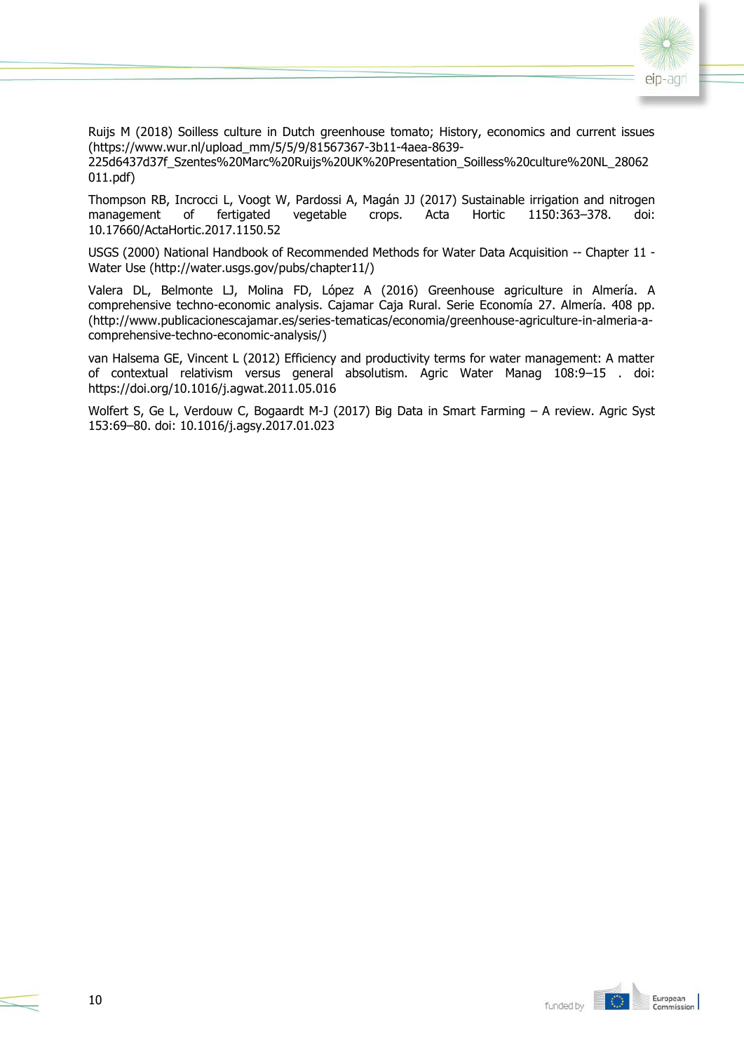Ruijs M (2018) Soilless culture in Dutch greenhouse tomato; History, economics and current issues (https://www.wur.nl/upload_mm/5/5/9/81567367-3b11-4aea-8639-225d6437d37f_Szentes%20Marc%20Ruijs%20UK%20Presentation_Soilless%20culture%20NL_28062011.pdf)

Thompson RB, Incrocci L, Voogt W, Pardossi A, Magán JJ (2017) Sustainable irrigation and nitrogen management of fertigated vegetable crops. Acta Hortic 1150:363–378. doi: 10.17660/ActaHortic.2017.1150.52

USGS (2000) National Handbook of Recommended Methods for Water Data Acquisition -- Chapter 11 - Water Use (http://water.usgs.gov/pubs/chapter11/)

Valera DL, Belmonte LJ, Molina FD, López A (2016) Greenhouse agriculture in Almería. A comprehensive techno-economic analysis. Cajamar Caja Rural. Serie Economía 27. Almería. 408 pp. (http://www.publicacionescajamar.es/series-tematicas/economia/greenhouse-agriculture-in-almeria-a-comprehensive-techno-economic-analysis/)

van Halsema GE, Vincent L (2012) Efficiency and productivity terms for water management: A matter of contextual relativism versus general absolutism. Agric Water Manag 108:9–15 . doi: https://doi.org/10.1016/j.agwat.2011.05.016

Wolfert S, Ge L, Verdouw C, Bogaardt M-J (2017) Big Data in Smart Farming – A review. Agric Syst 153:69–80. doi: 10.1016/j.agsy.2017.01.023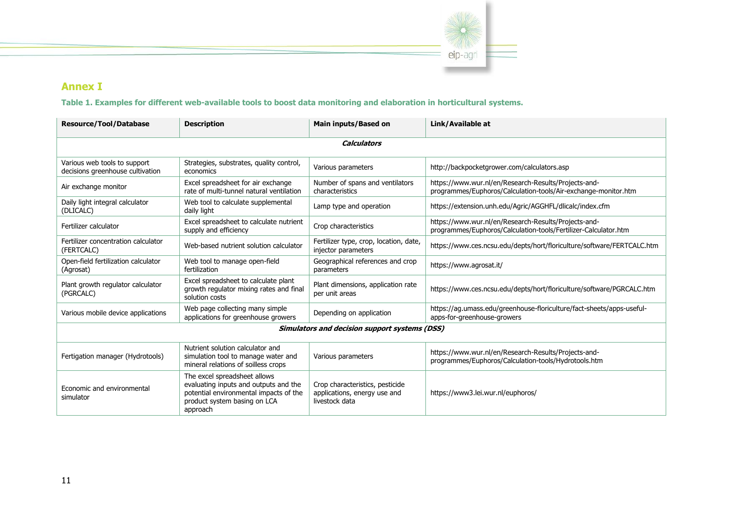## Annex I

**Table 1. Examples for different web-available tools to boost data monitoring and elaboration in horticultural systems.**

| Resource/Tool/Database | Description | Main inputs/Based on | Link/Available at |
|---|---|---|---|
| | | ***Calculators*** | |
| Various web tools to support decisions greenhouse cultivation | Strategies, substrates, quality control, economics | Various parameters | http://backpocketgrower.com/calculators.asp |
| Air exchange monitor | Excel spreadsheet for air exchange rate of multi-tunnel natural ventilation | Number of spans and ventilators characteristics | https://www.wur.nl/en/Research-Results/Projects-and-programmes/Euphoros/Calculation-tools/Air-exchange-monitor.htm |
| Daily light integral calculator (DLICALC) | Web tool to calculate supplemental daily light | Lamp type and operation | https://extension.unh.edu/Agric/AGGHFL/dlicalc/index.cfm |
| Fertilizer calculator | Excel spreadsheet to calculate nutrient supply and efficiency | Crop characteristics | https://www.wur.nl/en/Research-Results/Projects-and-programmes/Euphoros/Calculation-tools/Fertilizer-Calculator.htm |
| Fertilizer concentration calculator (FERTCALC) | Web-based nutrient solution calculator | Fertilizer type, crop, location, date, injector parameters | https://www.ces.ncsu.edu/depts/hort/floriculture/software/FERTCALC.htm |
| Open-field fertilization calculator (Agrosat) | Web tool to manage open-field fertilization | Geographical references and crop parameters | https://www.agrosat.it/ |
| Plant growth regulator calculator (PGRCALC) | Excel spreadsheet to calculate plant growth regulator mixing rates and final solution costs | Plant dimensions, application rate per unit areas | https://www.ces.ncsu.edu/depts/hort/floriculture/software/PGRCALC.htm |
| Various mobile device applications | Web page collecting many simple applications for greenhouse growers | Depending on application | https://ag.umass.edu/greenhouse-floriculture/fact-sheets/apps-useful-apps-for-greenhouse-growers |
| | | ***Simulators and decision support systems (DSS)*** | |
| Fertigation manager (Hydrotools) | Nutrient solution calculator and simulation tool to manage water and mineral relations of soilless crops | Various parameters | https://www.wur.nl/en/Research-Results/Projects-and-programmes/Euphoros/Calculation-tools/Hydrotools.htm |
| Economic and environmental simulator | The excel spreadsheet allows evaluating inputs and outputs and the potential environmental impacts of the product system basing on LCA approach | Crop characteristics, pesticide applications, energy use and livestock data | https://www3.lei.wur.nl/euphoros/ |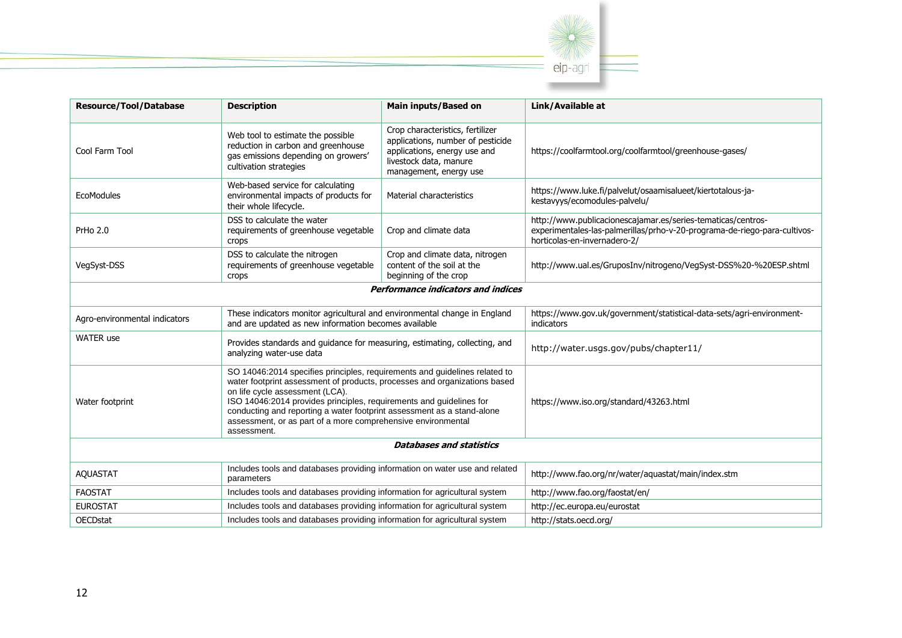| Resource/Tool/Database | Description | Main inputs/Based on | Link/Available at |
|---|---|---|---|
| Cool Farm Tool | Web tool to estimate the possible reduction in carbon and greenhouse gas emissions depending on growers' cultivation strategies | Crop characteristics, fertilizer applications, number of pesticide applications, energy use and livestock data, manure management, energy use | https://coolfarmtool.org/coolfarmtool/greenhouse-gases/ |
| EcoModules | Web-based service for calculating environmental impacts of products for their whole lifecycle. | Material characteristics | https://www.luke.fi/palvelut/osaamisalueet/kiertotalous-ja-kestavyys/ecomodules-palvelu/ |
| PrHo 2.0 | DSS to calculate the water requirements of greenhouse vegetable crops | Crop and climate data | http://www.publicacionescajamar.es/series-tematicas/centros-experimentales-las-palmerillas/prho-v-20-programa-de-riego-para-cultivos-horticolas-en-invernadero-2/ |
| VegSyst-DSS | DSS to calculate the nitrogen requirements of greenhouse vegetable crops | Crop and climate data, nitrogen content of the soil at the beginning of the crop | http://www.ual.es/GruposInv/nitrogeno/VegSyst-DSS%20-%20ESP.shtml |
| ***Performance indicators and indices*** | | | |
| Agro-environmental indicators | These indicators monitor agricultural and environmental change in England and are updated as new information becomes available | | https://www.gov.uk/government/statistical-data-sets/agri-environment-indicators |
| WATER use | Provides standards and guidance for measuring, estimating, collecting, and analyzing water-use data | | http://water.usgs.gov/pubs/chapter11/ |
| Water footprint | SO 14046:2014 specifies principles, requirements and guidelines related to water footprint assessment of products, processes and organizations based on life cycle assessment (LCA). ISO 14046:2014 provides principles, requirements and guidelines for conducting and reporting a water footprint assessment as a stand-alone assessment, or as part of a more comprehensive environmental assessment. | | https://www.iso.org/standard/43263.html |
| ***Databases and statistics*** | | | |
| AQUASTAT | Includes tools and databases providing information on water use and related parameters | | http://www.fao.org/nr/water/aquastat/main/index.stm |
| FAOSTAT | Includes tools and databases providing information for agricultural system | | http://www.fao.org/faostat/en/ |
| EUROSTAT | Includes tools and databases providing information for agricultural system | | http://ec.europa.eu/eurostat |
| OECDstat | Includes tools and databases providing information for agricultural system | | http://stats.oecd.org/ |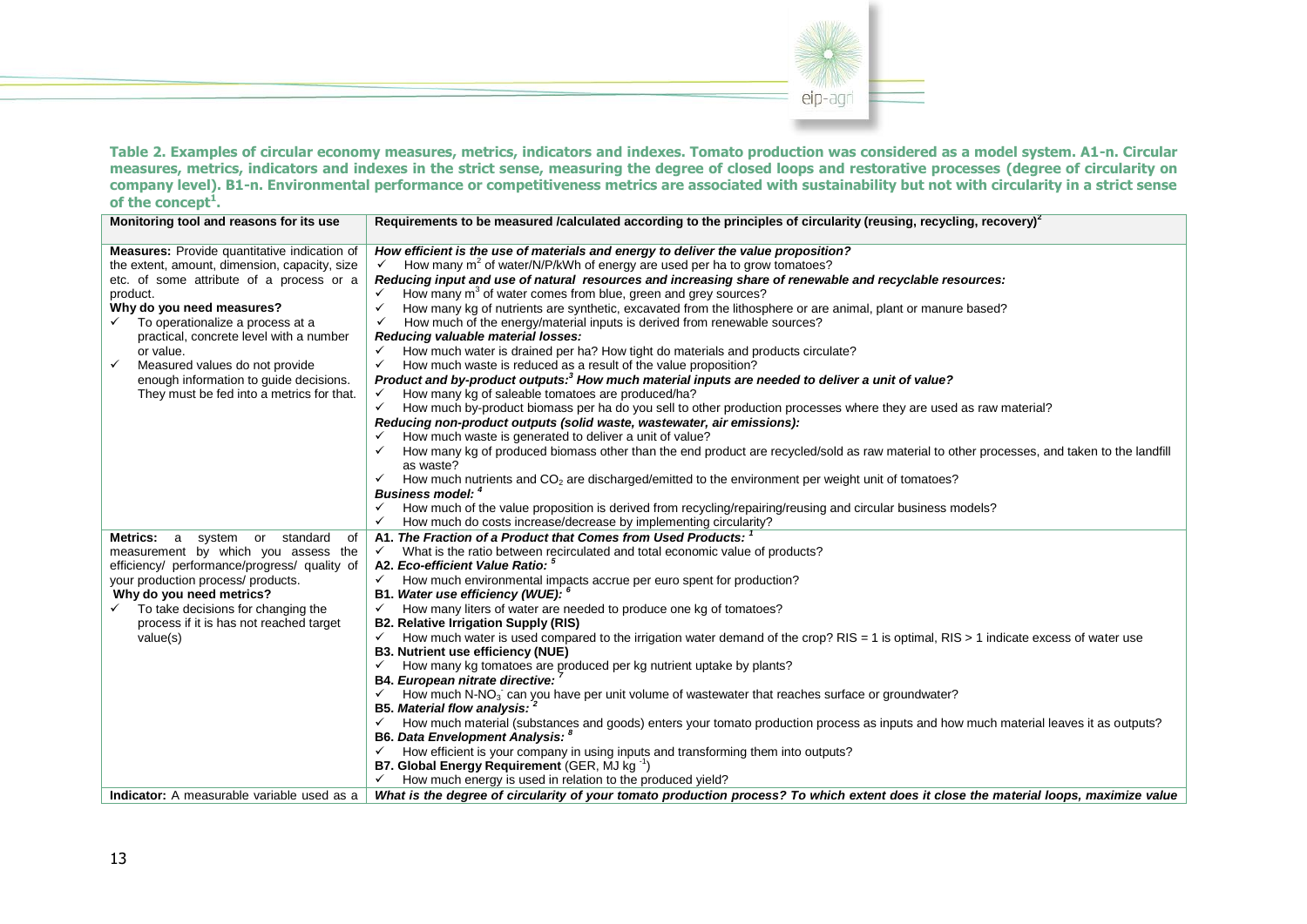**Table 2. Examples of circular economy measures, metrics, indicators and indexes. Tomato production was considered as a model system. A1-n. Circular measures, metrics, indicators and indexes in the strict sense, measuring the degree of closed loops and restorative processes (degree of circularity on company level). B1-n. Environmental performance or competitiveness metrics are associated with sustainability but not with circularity in a strict sense of the concept[1].**

| Monitoring tool and reasons for its use | Requirements to be measured /calculated according to the principles of circularity (reusing, recycling, recovery)[2] |
|---|---|
| **Measures:** Provide quantitative indication of the extent, amount, dimension, capacity, size etc. of some attribute of a process or a product.<br>**Why do you need measures?**<br>✓ To operationalize a process at a practical, concrete level with a number or value.<br>✓ Measured values do not provide enough information to guide decisions. They must be fed into a metrics for that. | ***How efficient is the use of materials and energy to deliver the value proposition?***<br>✓ How many $m^2$ of water/N/P/kWh of energy are used per ha to grow tomatoes?<br>***Reducing input and use of natural resources and increasing share of renewable and recyclable resources:***<br>✓ How many $m^3$ of water comes from blue, green and grey sources?<br>✓ How many kg of nutrients are synthetic, excavated from the lithosphere or are animal, plant or manure based?<br>✓ How much of the energy/material inputs is derived from renewable sources?<br>***Reducing valuable material losses:***<br>✓ How much water is drained per ha? How tight do materials and products circulate?<br>✓ How much waste is reduced as a result of the value proposition?<br>***Product and by-product outputs:[3] How much material inputs are needed to deliver a unit of value?***<br>✓ How many kg of saleable tomatoes are produced/ha?<br>✓ How much by-product biomass per ha do you sell to other production processes where they are used as raw material?<br>***Reducing non-product outputs (solid waste, wastewater, air emissions):***<br>✓ How much waste is generated to deliver a unit of value?<br>✓ How many kg of produced biomass other than the end product are recycled/sold as raw material to other processes, and taken to the landfill as waste?<br>✓ How much nutrients and $CO_2$ are discharged/emitted to the environment per weight unit of tomatoes?<br>***Business model:[4]***<br>✓ How much of the value proposition is derived from recycling/repairing/reusing and circular business models?<br>✓ How much do costs increase/decrease by implementing circularity? |
| **Metrics:** a system or standard of measurement by which you assess the efficiency/ performance/progress/ quality of your production process/ products.<br>**Why do you need metrics?**<br>✓ To take decisions for changing the process if it is has not reached target value(s) | **A1. *The Fraction of a Product that Comes from Used Products:[1]***<br>✓ What is the ratio between recirculated and total economic value of products?<br>**A2. *Eco-efficient Value Ratio:[5]***<br>✓ How much environmental impacts accrue per euro spent for production?<br>**B1. *Water use efficiency (WUE):[6]***<br>✓ How many liters of water are needed to produce one kg of tomatoes?<br>**B2. Relative Irrigation Supply (RIS)**<br>✓ How much water is used compared to the irrigation water demand of the crop? RIS = 1 is optimal, RIS > 1 indicate excess of water use<br>**B3. Nutrient use efficiency (NUE)**<br>✓ How many kg tomatoes are produced per kg nutrient uptake by plants?<br>**B4. *European nitrate directive:[7]***<br>✓ How much $N\text{-}NO_3^-$ can you have per unit volume of wastewater that reaches surface or groundwater?<br>**B5. *Material flow analysis:[2]***<br>✓ How much material (substances and goods) enters your tomato production process as inputs and how much material leaves it as outputs?<br>**B6. *Data Envelopment Analysis:[8]***<br>✓ How efficient is your company in using inputs and transforming them into outputs?<br>**B7. Global Energy Requirement** (GER, MJ $kg^{-1}$)<br>✓ How much energy is used in relation to the produced yield? |
| **Indicator:** A measurable variable used as a | ***What is the degree of circularity of your tomato production process? To which extent does it close the material loops, maximize value*** |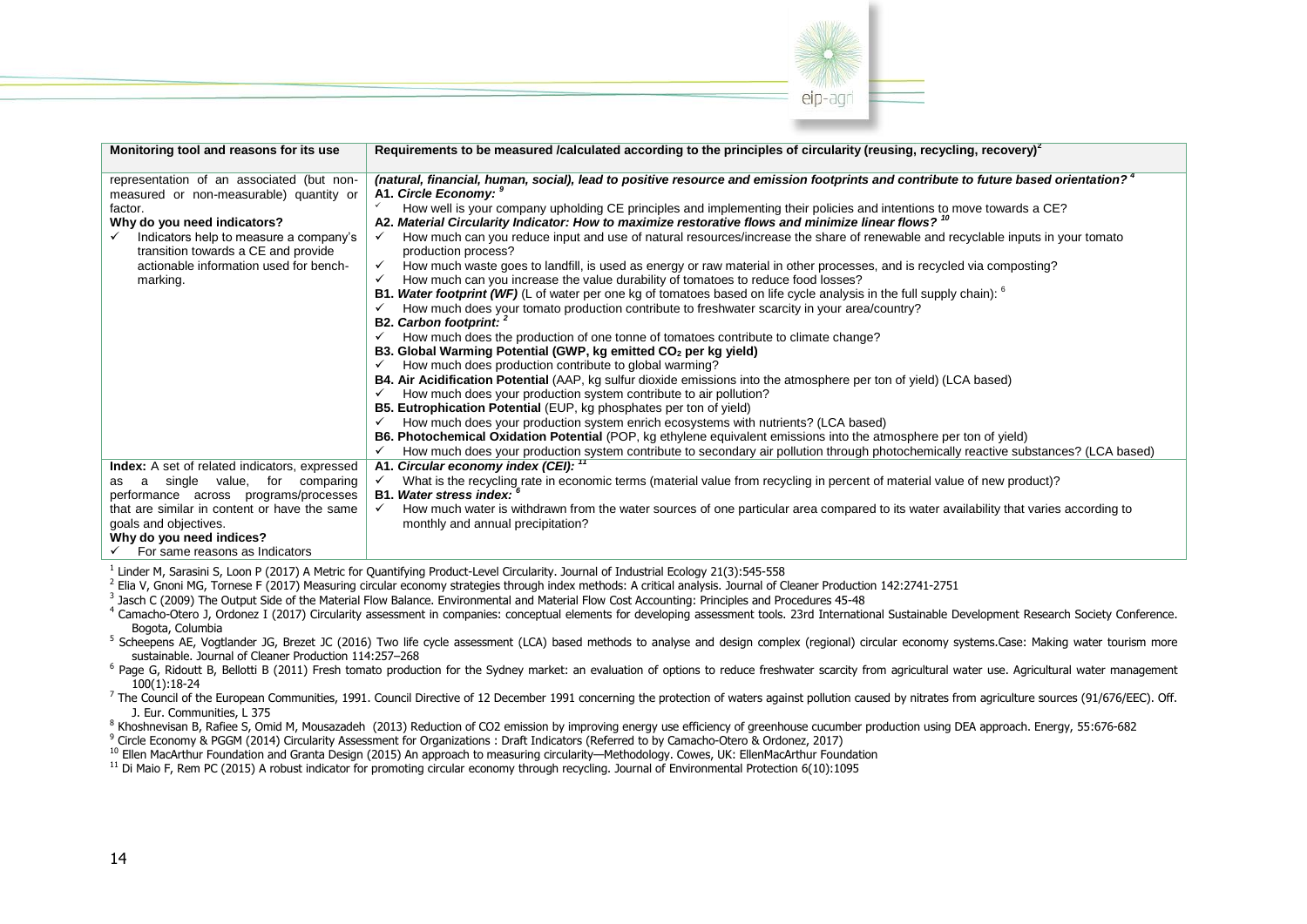| Monitoring tool and reasons for its use | Requirements to be measured /calculated according to the principles of circularity (reusing, recycling, recovery)[2] |
|---|---|
| representation of an associated (but non-measured or non-measurable) quantity or factor.<br>**Why do you need indicators?**<br>✓ Indicators help to measure a company's transition towards a CE and provide actionable information used for bench-marking. | ***(natural, financial, human, social), lead to positive resource and emission footprints and contribute to future based orientation?*** [4]<br>***A1. Circle Economy:*** [9]<br>✓ How well is your company upholding CE principles and implementing their policies and intentions to move towards a CE?<br>***A2. Material Circularity Indicator: How to maximize restorative flows and minimize linear flows?*** [10]<br>✓ How much can you reduce input and use of natural resources/increase the share of renewable and recyclable inputs in your tomato production process?<br>✓ How much waste goes to landfill, is used as energy or raw material in other processes, and is recycled via composting?<br>✓ How much can you increase the value durability of tomatoes to reduce food losses?<br>**B1. *Water footprint (WF)*** (L of water per one kg of tomatoes based on life cycle analysis in the full supply chain): [6]<br>✓ How much does your tomato production contribute to freshwater scarcity in your area/country?<br>**B2. *Carbon footprint:*** [2]<br>✓ How much does the production of one tonne of tomatoes contribute to climate change?<br>**B3. Global Warming Potential (GWP, kg emitted $CO_2$ per kg yield)**<br>✓ How much does production contribute to global warming?<br>**B4. Air Acidification Potential** (AAP, kg sulfur dioxide emissions into the atmosphere per ton of yield) (LCA based)<br>✓ How much does your production system contribute to air pollution?<br>**B5. Eutrophication Potential** (EUP, kg phosphates per ton of yield)<br>✓ How much does your production system enrich ecosystems with nutrients? (LCA based)<br>**B6. Photochemical Oxidation Potential** (POP, kg ethylene equivalent emissions into the atmosphere per ton of yield)<br>✓ How much does your production system contribute to secondary air pollution through photochemically reactive substances? (LCA based) |
| **Index:** A set of related indicators, expressed as a single value, for comparing performance across programs/processes that are similar in content or have the same goals and objectives.<br>**Why do you need indices?**<br>✓ For same reasons as Indicators | ***A1. Circular economy index (CEI):*** [11]<br>✓ What is the recycling rate in economic terms (material value from recycling in percent of material value of new product)?<br>**B1. *Water stress index:*** [6]<br>✓ How much water is withdrawn from the water sources of one particular area compared to its water availability that varies according to monthly and annual precipitation? |

[1] Linder M, Sarasini S, Loon P (2017) A Metric for Quantifying Product-Level Circularity. Journal of Industrial Ecology 21(3):545-558

[2] Elia V, Gnoni MG, Tornese F (2017) Measuring circular economy strategies through index methods: A critical analysis. Journal of Cleaner Production 142:2741-2751

[3] Jasch C (2009) The Output Side of the Material Flow Balance. Environmental and Material Flow Cost Accounting: Principles and Procedures 45-48

[4] Camacho-Otero J, Ordonez I (2017) Circularity assessment in companies: conceptual elements for developing assessment tools. 23rd International Sustainable Development Research Society Conference. Bogota, Columbia

[5] Scheepens AE, Vogtlander JG, Brezet JC (2016) Two life cycle assessment (LCA) based methods to analyse and design complex (regional) circular economy systems.Case: Making water tourism more sustainable. Journal of Cleaner Production 114:257–268

[6] Page G, Ridoutt B, Bellotti B (2011) Fresh tomato production for the Sydney market: an evaluation of options to reduce freshwater scarcity from agricultural water use. Agricultural water management 100(1):18-24

[7] The Council of the European Communities, 1991. Council Directive of 12 December 1991 concerning the protection of waters against pollution caused by nitrates from agriculture sources (91/676/EEC). Off. J. Eur. Communities, L 375

[8] Khoshnevisan B, Rafiee S, Omid M, Mousazadeh (2013) Reduction of CO2 emission by improving energy use efficiency of greenhouse cucumber production using DEA approach. Energy, 55:676-682

[9] Circle Economy & PGGM (2014) Circularity Assessment for Organizations : Draft Indicators (Referred to by Camacho-Otero & Ordonez, 2017)

[10] Ellen MacArthur Foundation and Granta Design (2015) An approach to measuring circularity—Methodology. Cowes, UK: EllenMacArthur Foundation

[11] Di Maio F, Rem PC (2015) A robust indicator for promoting circular economy through recycling. Journal of Environmental Protection 6(10):1095